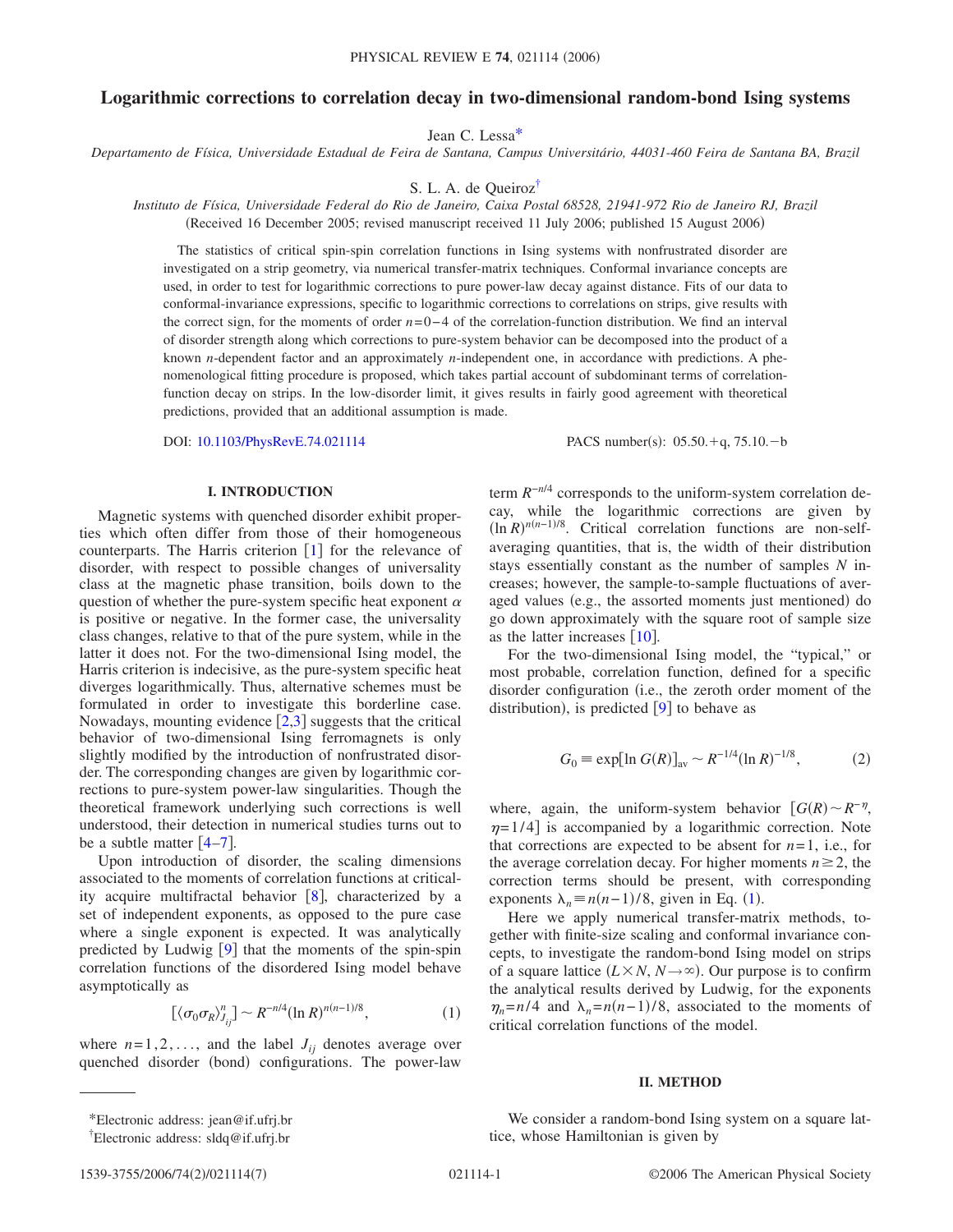# Logarithmic corrections to correlation decay in two-dimensional random-bond Ising systems

Jean C. Lessa*

*Departamento de Física, Universidade Estadual de Feira de Santana, Campus Universitário, 44031-460 Feira de Santana BA, Brazil*

S. L. A. de Queiroz†

*Instituto de Física, Universidade Federal do Rio de Janeiro, Caixa Postal 68528, 21941-972 Rio de Janeiro RJ, Brazil*

(Received 16 December 2005; revised manuscript received 11 July 2006; published 15 August 2006)

The statistics of critical spin-spin correlation functions in Ising systems with nonfrustrated disorder are investigated on a strip geometry, via numerical transfer-matrix techniques. Conformal invariance concepts are used, in order to test for logarithmic corrections to pure power-law decay against distance. Fits of our data to conformal-invariance expressions, specific to logarithmic corrections to correlations on strips, give results with the correct sign, for the moments of order $n=0-4$ of the correlation-function distribution. We find an interval of disorder strength along which corrections to pure-system behavior can be decomposed into the product of a known $n$-dependent factor and an approximately $n$-independent one, in accordance with predictions. A phenomenological fitting procedure is proposed, which takes partial account of subdominant terms of correlation-function decay on strips. In the low-disorder limit, it gives results in fairly good agreement with theoretical predictions, provided that an additional assumption is made.

DOI: 10.1103/PhysRevE.74.021114 PACS number(s): 05.50.+q, 75.10.−b

## I. INTRODUCTION

Magnetic systems with quenched disorder exhibit properties which often differ from those of their homogeneous counterparts. The Harris criterion [1] for the relevance of disorder, with respect to possible changes of universality class at the magnetic phase transition, boils down to the question of whether the pure-system specific heat exponent $\alpha$ is positive or negative. In the former case, the universality class changes, relative to that of the pure system, while in the latter it does not. For the two-dimensional Ising model, the Harris criterion is indecisive, as the pure-system specific heat diverges logarithmically. Thus, alternative schemes must be formulated in order to investigate this borderline case. Nowadays, mounting evidence [2,3] suggests that the critical behavior of two-dimensional Ising ferromagnets is only slightly modified by the introduction of nonfrustrated disorder. The corresponding changes are given by logarithmic corrections to pure-system power-law singularities. Though the theoretical framework underlying such corrections is well understood, their detection in numerical studies turns out to be a subtle matter [4–7].

Upon introduction of disorder, the scaling dimensions associated to the moments of correlation functions at criticality acquire multifractal behavior [8], characterized by a set of independent exponents, as opposed to the pure case where a single exponent is expected. It was analytically predicted by Ludwig [9] that the moments of the spin-spin correlation functions of the disordered Ising model behave asymptotically as

$$[\langle \sigma_0 \sigma_R \rangle^n_{J_{ij}}] \sim R^{-n/4} (\ln R)^{n(n-1)/8}, \tag{1}$$

where $n=1,2,\ldots$, and the label $J_{ij}$ denotes average over quenched disorder (bond) configurations. The power-law term $R^{-n/4}$ corresponds to the uniform-system correlation decay, while the logarithmic corrections are given by $(\ln R)^{n(n-1)/8}$. Critical correlation functions are non-self-averaging quantities, that is, the width of their distribution stays essentially constant as the number of samples $N$ increases; however, the sample-to-sample fluctuations of averaged values (e.g., the assorted moments just mentioned) do go down approximately with the square root of sample size as the latter increases [10].

For the two-dimensional Ising model, the "typical," or most probable, correlation function, defined for a specific disorder configuration (i.e., the zeroth order moment of the distribution), is predicted [9] to behave as

$$G_0 \equiv \exp[\ln G(R)]_{\rm av} \sim R^{-1/4} (\ln R)^{-1/8}, \tag{2}$$

where, again, the uniform-system behavior $[G(R) \sim R^{-\eta}, \eta=1/4]$ is accompanied by a logarithmic correction. Note that corrections are expected to be absent for $n=1$, i.e., for the average correlation decay. For higher moments $n \geq 2$, the correction terms should be present, with corresponding exponents $\lambda_n \equiv n(n-1)/8$, given in Eq. (1).

Here we apply numerical transfer-matrix methods, together with finite-size scaling and conformal invariance concepts, to investigate the random-bond Ising model on strips of a square lattice ($L \times N$, $N \to \infty$). Our purpose is to confirm the analytical results derived by Ludwig, for the exponents $\eta_n = n/4$ and $\lambda_n = n(n-1)/8$, associated to the moments of critical correlation functions of the model.

## II. METHOD

We consider a random-bond Ising system on a square lattice, whose Hamiltonian is given by

*Electronic address: jean@if.ufrj.br

†Electronic address: sldq@if.ufrj.br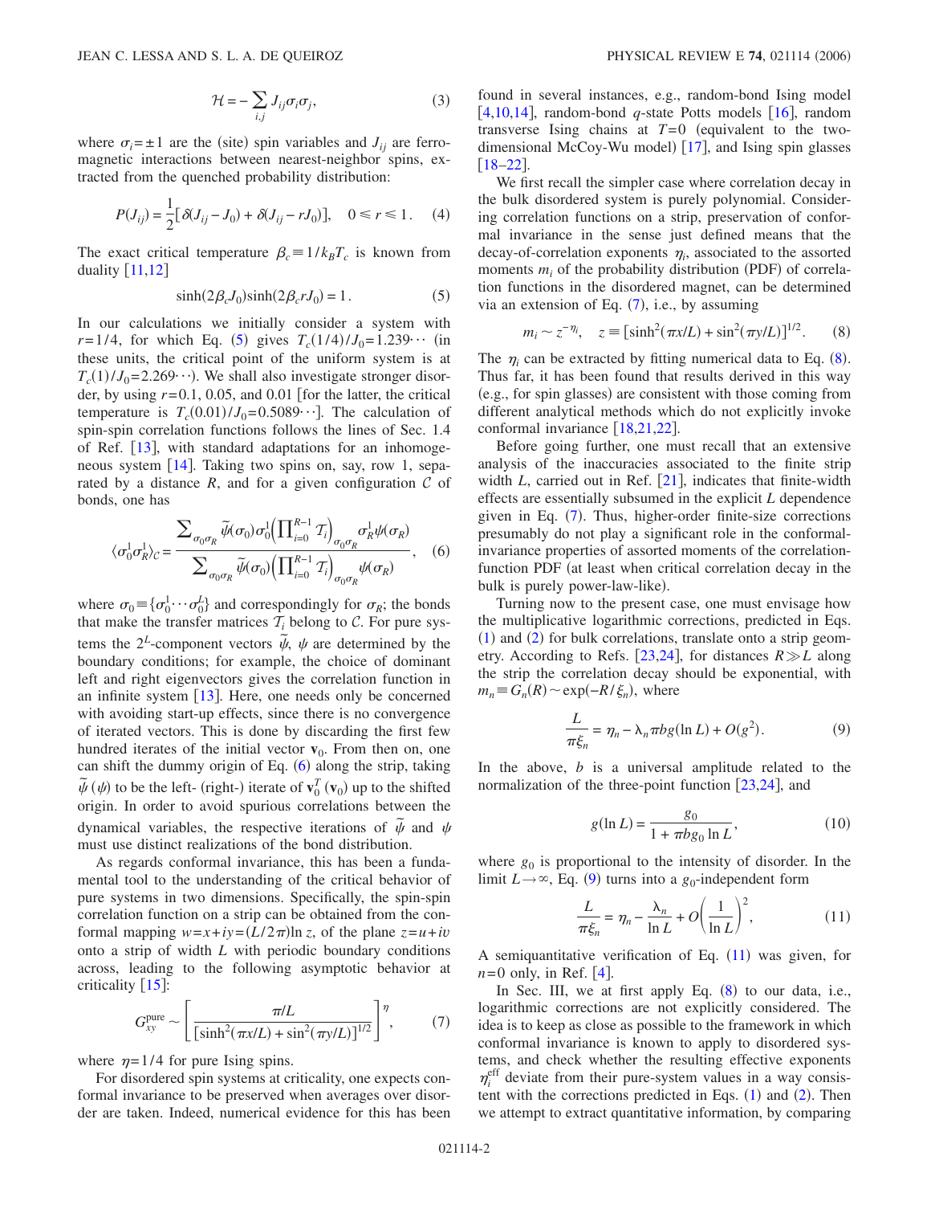$$\mathcal{H} = -\sum_{i,j} J_{ij}\sigma_i\sigma_j, \tag{3}$$

where $\sigma_i = \pm 1$ are the (site) spin variables and $J_{ij}$ are ferromagnetic interactions between nearest-neighbor spins, extracted from the quenched probability distribution:

$$P(J_{ij}) = \frac{1}{2}[\delta(J_{ij} - J_0) + \delta(J_{ij} - rJ_0)], \quad 0 \leqslant r \leqslant 1. \tag{4}$$

The exact critical temperature $\beta_c \equiv 1/k_B T_c$ is known from duality [11,12]

$$\sinh(2\beta_c J_0)\sinh(2\beta_c r J_0) = 1. \tag{5}$$

In our calculations we initially consider a system with $r=1/4$, for which Eq. (5) gives $T_c(1/4)/J_0 = 1.239\cdots$ (in these units, the critical point of the uniform system is at $T_c(1)/J_0 = 2.269\cdots$). We shall also investigate stronger disorder, by using $r=0.1$, 0.05, and 0.01 [for the latter, the critical temperature is $T_c(0.01)/J_0 = 0.5089\cdots$]. The calculation of spin-spin correlation functions follows the lines of Sec. 1.4 of Ref. [13], with standard adaptations for an inhomogeneous system [14]. Taking two spins on, say, row 1, separated by a distance $R$, and for a given configuration $\mathcal{C}$ of bonds, one has

$$\langle \sigma_0^1 \sigma_R^1 \rangle_{\mathcal{C}} = \frac{\sum_{\sigma_0\sigma_R} \tilde{\psi}(\sigma_0)\sigma_0^1 \left(\prod_{i=0}^{R-1} \mathcal{T}_i\right)_{\sigma_0\sigma_R} \sigma_R^1 \psi(\sigma_R)}{\sum_{\sigma_0\sigma_R} \tilde{\psi}(\sigma_0)\left(\prod_{i=0}^{R-1} \mathcal{T}_i\right)_{\sigma_0\sigma_R} \psi(\sigma_R)}, \tag{6}$$

where $\sigma_0 \equiv \{\sigma_0^1 \cdots \sigma_0^L\}$ and correspondingly for $\sigma_R$; the bonds that make the transfer matrices $\mathcal{T}_i$ belong to $\mathcal{C}$. For pure systems the $2^L$-component vectors $\tilde{\psi}$, $\psi$ are determined by the boundary conditions; for example, the choice of dominant left and right eigenvectors gives the correlation function in an infinite system [13]. Here, one needs only be concerned with avoiding start-up effects, since there is no convergence of iterated vectors. This is done by discarding the first few hundred iterates of the initial vector $\mathbf{v}_0$. From then on, one can shift the dummy origin of Eq. (6) along the strip, taking $\tilde{\psi}$ $(\psi)$ to be the left- (right-) iterate of $\mathbf{v}_0^T$ $(\mathbf{v}_0)$ up to the shifted origin. In order to avoid spurious correlations between the dynamical variables, the respective iterations of $\tilde{\psi}$ and $\psi$ must use distinct realizations of the bond distribution.

As regards conformal invariance, this has been a fundamental tool to the understanding of the critical behavior of pure systems in two dimensions. Specifically, the spin-spin correlation function on a strip can be obtained from the conformal mapping $w = x + iy = (L/2\pi)\ln z$, of the plane $z = u + iv$ onto a strip of width $L$ with periodic boundary conditions across, leading to the following asymptotic behavior at criticality [15]:

$$G_{xy}^{\text{pure}} \sim \left[\frac{\pi/L}{[\sinh^2(\pi x/L) + \sin^2(\pi y/L)]^{1/2}}\right]^{\eta}, \tag{7}$$

where $\eta = 1/4$ for pure Ising spins.

For disordered spin systems at criticality, one expects conformal invariance to be preserved when averages over disorder are taken. Indeed, numerical evidence for this has been found in several instances, e.g., random-bond Ising model [4,10,14], random-bond $q$-state Potts models [16], random transverse Ising chains at $T=0$ (equivalent to the two-dimensional McCoy-Wu model) [17], and Ising spin glasses [18–22].

We first recall the simpler case where correlation decay in the bulk disordered system is purely polynomial. Considering correlation functions on a strip, preservation of conformal invariance in the sense just defined means that the decay-of-correlation exponents $\eta_i$, associated to the assorted moments $m_i$ of the probability distribution (PDF) of correlation functions in the disordered magnet, can be determined via an extension of Eq. (7), i.e., by assuming

$$m_i \sim z^{-\eta_i}, \quad z \equiv [\sinh^2(\pi x/L) + \sin^2(\pi y/L)]^{1/2}. \tag{8}$$

The $\eta_i$ can be extracted by fitting numerical data to Eq. (8). Thus far, it has been found that results derived in this way (e.g., for spin glasses) are consistent with those coming from different analytical methods which do not explicitly invoke conformal invariance [18,21,22].

Before going further, one must recall that an extensive analysis of the inaccuracies associated to the finite strip width $L$, carried out in Ref. [21], indicates that finite-width effects are essentially subsumed in the explicit $L$ dependence given in Eq. (7). Thus, higher-order finite-size corrections presumably do not play a significant role in the conformal-invariance properties of assorted moments of the correlation-function PDF (at least when critical correlation decay in the bulk is purely power-law-like).

Turning now to the present case, one must envisage how the multiplicative logarithmic corrections, predicted in Eqs. (1) and (2) for bulk correlations, translate onto a strip geometry. According to Refs. [23,24], for distances $R \gg L$ along the strip the correlation decay should be exponential, with $m_n \equiv G_n(R) \sim \exp(-R/\xi_n)$, where

$$\frac{L}{\pi\xi_n} = \eta_n - \lambda_n \pi b g(\ln L) + O(g^2). \tag{9}$$

In the above, $b$ is a universal amplitude related to the normalization of the three-point function [23,24], and

$$g(\ln L) = \frac{g_0}{1 + \pi b g_0 \ln L}, \tag{10}$$

where $g_0$ is proportional to the intensity of disorder. In the limit $L \to \infty$, Eq. (9) turns into a $g_0$-independent form

$$\frac{L}{\pi\xi_n} = \eta_n - \frac{\lambda_n}{\ln L} + O\left(\frac{1}{\ln L}\right)^2, \tag{11}$$

A semiquantitative verification of Eq. (11) was given, for $n=0$ only, in Ref. [4].

In Sec. III, we at first apply Eq. (8) to our data, i.e., logarithmic corrections are not explicitly considered. The idea is to keep as close as possible to the framework in which conformal invariance is known to apply to disordered systems, and check whether the resulting effective exponents $\eta_i^{\text{eff}}$ deviate from their pure-system values in a way consistent with the corrections predicted in Eqs. (1) and (2). Then we attempt to extract quantitative information, by comparing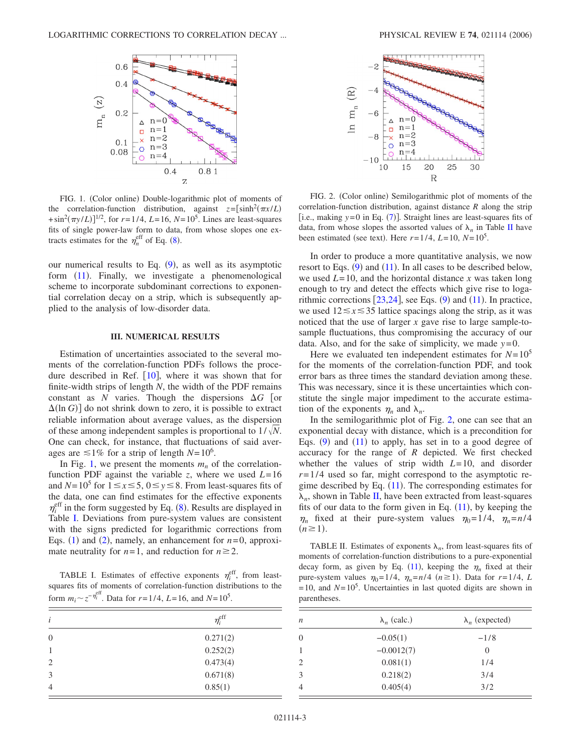FIG. 1. (Color online) Double-logarithmic plot of moments of the correlation-function distribution, against $z=[\sinh^2(\pi x/L)+\sin^2(\pi y/L)]^{1/2}$, for $r=1/4$, $L=16$, $N=10^5$. Lines are least-squares fits of single power-law form to data, from whose slopes one extracts estimates for the $\eta_n^{\rm eff}$ of Eq. (8).

our numerical results to Eq. (9), as well as its asymptotic form (11). Finally, we investigate a phenomenological scheme to incorporate subdominant corrections to exponential correlation decay on a strip, which is subsequently applied to the analysis of low-disorder data.

### III. NUMERICAL RESULTS

Estimation of uncertainties associated to the several moments of the correlation-function PDFs follows the procedure described in Ref. [10], where it was shown that for finite-width strips of length $N$, the width of the PDF remains constant as $N$ varies. Though the dispersions $\Delta G$ [or $\Delta(\ln G)$] do not shrink down to zero, it is possible to extract reliable information about average values, as the dispersion of these among independent samples is proportional to $1/\sqrt{N}$. One can check, for instance, that fluctuations of said averages are $\lesssim 1\%$ for a strip of length $N=10^6$.

In Fig. 1, we present the moments $m_n$ of the correlation-function PDF against the variable $z$, where we used $L=16$ and $N=10^5$ for $1 \leq x \leq 5$, $0 \leq y \leq 8$. From least-squares fits of the data, one can find estimates for the effective exponents $\eta_i^{\rm eff}$ in the form suggested by Eq. (8). Results are displayed in Table I. Deviations from pure-system values are consistent with the signs predicted for logarithmic corrections from Eqs. (1) and (2), namely, an enhancement for $n=0$, approximate neutrality for $n=1$, and reduction for $n \geq 2$.

TABLE I. Estimates of effective exponents $\eta_i^{\rm eff}$, from least-squares fits of moments of correlation-function distributions to the form $m_i \sim z^{-\eta_i^{\rm eff}}$. Data for $r=1/4$, $L=16$, and $N=10^5$.

| $i$ | $\eta_i^{\rm eff}$ |
|---|---|
| 0 | 0.271(2) |
| 1 | 0.252(2) |
| 2 | 0.473(4) |
| 3 | 0.671(8) |
| 4 | 0.85(1) |

FIG. 2. (Color online) Semilogarithmic plot of moments of the correlation-function distribution, against distance $R$ along the strip [i.e., making $y=0$ in Eq. (7)]. Straight lines are least-squares fits of data, from whose slopes the assorted values of $\lambda_n$ in Table II have been estimated (see text). Here $r=1/4$, $L=10$, $N=10^5$.

In order to produce a more quantitative analysis, we now resort to Eqs. (9) and (11). In all cases to be described below, we used $L=10$, and the horizontal distance $x$ was taken long enough to try and detect the effects which give rise to logarithmic corrections [23,24], see Eqs. (9) and (11). In practice, we used $12 \lesssim x \lesssim 35$ lattice spacings along the strip, as it was noticed that the use of larger $x$ gave rise to large sample-to-sample fluctuations, thus compromising the accuracy of our data. Also, and for the sake of simplicity, we made $y=0$.

Here we evaluated ten independent estimates for $N=10^5$ for the moments of the correlation-function PDF, and took error bars as three times the standard deviation among these. This was necessary, since it is these uncertainties which constitute the single major impediment to the accurate estimation of the exponents $\eta_n$ and $\lambda_n$.

In the semilogarithmic plot of Fig. 2, one can see that an exponential decay with distance, which is a precondition for Eqs. (9) and (11) to apply, has set in to a good degree of accuracy for the range of $R$ depicted. We first checked whether the values of strip width $L=10$, and disorder $r=1/4$ used so far, might correspond to the asymptotic regime described by Eq. (11). The corresponding estimates for $\lambda_n$, shown in Table II, have been extracted from least-squares fits of our data to the form given in Eq. (11), by keeping the $\eta_n$ fixed at their pure-system values $\eta_0=1/4$, $\eta_n=n/4$ $(n \geq 1)$.

TABLE II. Estimates of exponents $\lambda_n$, from least-squares fits of moments of correlation-function distributions to a pure-exponential decay form, as given by Eq. (11), keeping the $\eta_n$ fixed at their pure-system values $\eta_0=1/4$, $\eta_n=n/4$ $(n \geq 1)$. Data for $r=1/4$, $L=10$, and $N=10^5$. Uncertainties in last quoted digits are shown in parentheses.

| $n$ | $\lambda_n$ (calc.) | $\lambda_n$ (expected) |
|---|---|---|
| 0 | −0.05(1) | −1/8 |
| 1 | −0.0012(7) | 0 |
| 2 | 0.081(1) | 1/4 |
| 3 | 0.218(2) | 3/4 |
| 4 | 0.405(4) | 3/2 |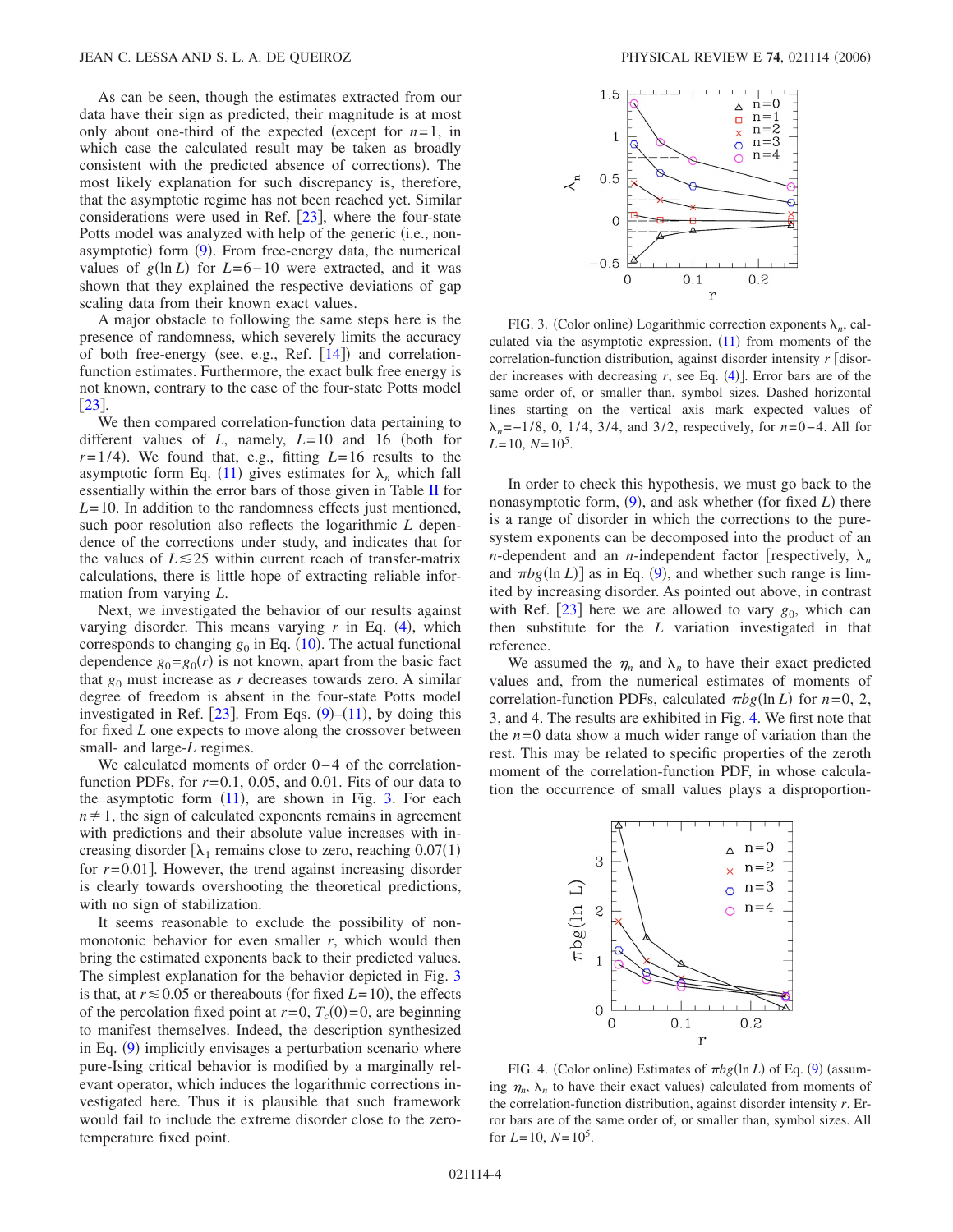As can be seen, though the estimates extracted from our data have their sign as predicted, their magnitude is at most only about one-third of the expected (except for $n=1$, in which case the calculated result may be taken as broadly consistent with the predicted absence of corrections). The most likely explanation for such discrepancy is, therefore, that the asymptotic regime has not been reached yet. Similar considerations were used in Ref. [23], where the four-state Potts model was analyzed with help of the generic (i.e., non-asymptotic) form (9). From free-energy data, the numerical values of $g(\ln L)$ for $L=6-10$ were extracted, and it was shown that they explained the respective deviations of gap scaling data from their known exact values.

A major obstacle to following the same steps here is the presence of randomness, which severely limits the accuracy of both free-energy (see, e.g., Ref. [14]) and correlation-function estimates. Furthermore, the exact bulk free energy is not known, contrary to the case of the four-state Potts model [23].

We then compared correlation-function data pertaining to different values of $L$, namely, $L=10$ and 16 (both for $r=1/4$). We found that, e.g., fitting $L=16$ results to the asymptotic form Eq. (11) gives estimates for $\lambda_n$ which fall essentially within the error bars of those given in Table II for $L=10$. In addition to the randomness effects just mentioned, such poor resolution also reflects the logarithmic $L$ dependence of the corrections under study, and indicates that for the values of $L \lesssim 25$ within current reach of transfer-matrix calculations, there is little hope of extracting reliable information from varying $L$.

Next, we investigated the behavior of our results against varying disorder. This means varying $r$ in Eq. (4), which corresponds to changing $g_0$ in Eq. (10). The actual functional dependence $g_0=g_0(r)$ is not known, apart from the basic fact that $g_0$ must increase as $r$ decreases towards zero. A similar degree of freedom is absent in the four-state Potts model investigated in Ref. [23]. From Eqs. (9)–(11), by doing this for fixed $L$ one expects to move along the crossover between small- and large-$L$ regimes.

We calculated moments of order 0–4 of the correlation-function PDFs, for $r=0.1$, 0.05, and 0.01. Fits of our data to the asymptotic form (11), are shown in Fig. 3. For each $n \neq 1$, the sign of calculated exponents remains in agreement with predictions and their absolute value increases with increasing disorder [$\lambda_1$ remains close to zero, reaching 0.07(1) for $r=0.01$]. However, the trend against increasing disorder is clearly towards overshooting the theoretical predictions, with no sign of stabilization.

It seems reasonable to exclude the possibility of non-monotonic behavior for even smaller $r$, which would then bring the estimated exponents back to their predicted values. The simplest explanation for the behavior depicted in Fig. 3 is that, at $r \lesssim 0.05$ or thereabouts (for fixed $L=10$), the effects of the percolation fixed point at $r=0$, $T_c(0)=0$, are beginning to manifest themselves. Indeed, the description synthesized in Eq. (9) implicitly envisages a perturbation scenario where pure-Ising critical behavior is modified by a marginally relevant operator, which induces the logarithmic corrections investigated here. Thus it is plausible that such framework would fail to include the extreme disorder close to the zero-temperature fixed point.

FIG. 3. (Color online) Logarithmic correction exponents $\lambda_n$, calculated via the asymptotic expression, (11) from moments of the correlation-function distribution, against disorder intensity $r$ [disorder increases with decreasing $r$, see Eq. (4)]. Error bars are of the same order of, or smaller than, symbol sizes. Dashed horizontal lines starting on the vertical axis mark expected values of $\lambda_n=-1/8$, 0, 1/4, 3/4, and 3/2, respectively, for $n=0-4$. All for $L=10$, $N=10^5$.

In order to check this hypothesis, we must go back to the nonasymptotic form, (9), and ask whether (for fixed $L$) there is a range of disorder in which the corrections to the pure-system exponents can be decomposed into the product of an $n$-dependent and an $n$-independent factor [respectively, $\lambda_n$ and $\pi b g(\ln L)$] as in Eq. (9), and whether such range is limited by increasing disorder. As pointed out above, in contrast with Ref. [23] here we are allowed to vary $g_0$, which can then substitute for the $L$ variation investigated in that reference.

We assumed the $\eta_n$ and $\lambda_n$ to have their exact predicted values and, from the numerical estimates of moments of correlation-function PDFs, calculated $\pi b g(\ln L)$ for $n=0$, 2, 3, and 4. The results are exhibited in Fig. 4. We first note that the $n=0$ data show a much wider range of variation than the rest. This may be related to specific properties of the zeroth moment of the correlation-function PDF, in whose calculation the occurrence of small values plays a disproportion-

FIG. 4. (Color online) Estimates of $\pi b g(\ln L)$ of Eq. (9) (assuming $\eta_n$, $\lambda_n$ to have their exact values) calculated from moments of the correlation-function distribution, against disorder intensity $r$. Error bars are of the same order of, or smaller than, symbol sizes. All for $L=10$, $N=10^5$.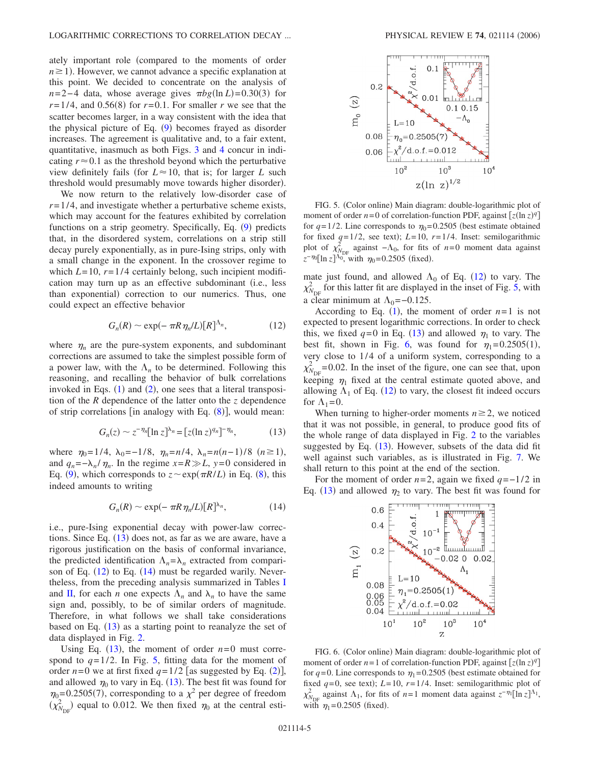ately important role (compared to the moments of order $n \geq 1$). However, we cannot advance a specific explanation at this point. We decided to concentrate on the analysis of $n=2-4$ data, whose average gives $\pi b g(\ln L)=0.30(3)$ for $r=1/4$, and 0.56(8) for $r=0.1$. For smaller $r$ we see that the scatter becomes larger, in a way consistent with the idea that the physical picture of Eq. (9) becomes frayed as disorder increases. The agreement is qualitative and, to a fair extent, quantitative, inasmuch as both Figs. 3 and 4 concur in indicating $r \approx 0.1$ as the threshold beyond which the perturbative view definitely fails (for $L \approx 10$, that is; for larger $L$ such threshold would presumably move towards higher disorder).

We now return to the relatively low-disorder case of $r=1/4$, and investigate whether a perturbative scheme exists, which may account for the features exhibited by correlation functions on a strip geometry. Specifically, Eq. (9) predicts that, in the disordered system, correlations on a strip still decay purely exponentially, as in pure-Ising strips, only with a small change in the exponent. In the crossover regime to which $L=10$, $r=1/4$ certainly belong, such incipient modification may turn up as an effective subdominant (i.e., less than exponential) correction to our numerics. Thus, one could expect an effective behavior

$$G_n(R) \sim \exp(-\pi R \eta_n/L)[R]^{\Lambda_n}, \tag{12}$$

where $\eta_n$ are the pure-system exponents, and subdominant corrections are assumed to take the simplest possible form of a power law, with the $\Lambda_n$ to be determined. Following this reasoning, and recalling the behavior of bulk correlations invoked in Eqs. (1) and (2), one sees that a literal transposition of the $R$ dependence of the latter onto the $z$ dependence of strip correlations [in analogy with Eq. (8)], would mean:

$$G_n(z) \sim z^{-\eta_n}[\ln z]^{\lambda_n} = [z(\ln z)^{q_n}]^{-\eta_n}, \tag{13}$$

where $\eta_0=1/4$, $\lambda_0=-1/8$, $\eta_n=n/4$, $\lambda_n=n(n-1)/8$ $(n \geq 1)$, and $q_n=-\lambda_n/\eta_n$. In the regime $x=R \gg L$, $y=0$ considered in Eq. (9), which corresponds to $z \sim \exp(\pi R/L)$ in Eq. (8), this indeed amounts to writing

$$G_n(R) \sim \exp(-\pi R \eta_n/L)[R]^{\lambda_n}, \tag{14}$$

i.e., pure-Ising exponential decay with power-law corrections. Since Eq. (13) does not, as far as we are aware, have a rigorous justification on the basis of conformal invariance, the predicted identification $\Lambda_n=\lambda_n$ extracted from comparison of Eq. (12) to Eq. (14) must be regarded warily. Nevertheless, from the preceding analysis summarized in Tables I and II, for each $n$ one expects $\Lambda_n$ and $\lambda_n$ to have the same sign and, possibly, to be of similar orders of magnitude. Therefore, in what follows we shall take considerations based on Eq. (13) as a starting point to reanalyze the set of data displayed in Fig. 2.

Using Eq. (13), the moment of order $n=0$ must correspond to $q=1/2$. In Fig. 5, fitting data for the moment of order $n=0$ we at first fixed $q=1/2$ [as suggested by Eq. (2)], and allowed $\eta_0$ to vary in Eq. (13). The best fit was found for $\eta_0=0.2505(7)$, corresponding to a $\chi^2$ per degree of freedom ($\chi^2_{N_{\rm DF}}$) equal to 0.012. We then fixed $\eta_0$ at the central estimate just found, and allowed $\Lambda_0$ of Eq. (12) to vary. The $\chi^2_{N_{\rm DF}}$ for this latter fit are displayed in the inset of Fig. 5, with a clear minimum at $\Lambda_0=-0.125$.

FIG. 5. (Color online) Main diagram: double-logarithmic plot of moment of order $n=0$ of correlation-function PDF, against $[z(\ln z)^q]$ for $q=1/2$. Line corresponds to $\eta_0=0.2505$ (best estimate obtained for fixed $q=1/2$, see text); $L=10$, $r=1/4$. Inset: semilogarithmic plot of $\chi^2_{N_{\rm DF}}$ against $-\Lambda_0$, for fits of $n=0$ moment data against $z^{-\eta_0}[\ln z]^{\Lambda_0}$, with $\eta_0=0.2505$ (fixed).

According to Eq. (1), the moment of order $n=1$ is not expected to present logarithmic corrections. In order to check this, we fixed $q=0$ in Eq. (13) and allowed $\eta_1$ to vary. The best fit, shown in Fig. 6, was found for $\eta_1=0.2505(1)$, very close to 1/4 of a uniform system, corresponding to a $\chi^2_{N_{\rm DF}}=0.02$. In the inset of the figure, one can see that, upon keeping $\eta_1$ fixed at the central estimate quoted above, and allowing $\Lambda_1$ of Eq. (12) to vary, the closest fit indeed occurs for $\Lambda_1=0$.

When turning to higher-order moments $n \geq 2$, we noticed that it was not possible, in general, to produce good fits of the whole range of data displayed in Fig. 2 to the variables suggested by Eq. (13). However, subsets of the data did fit well against such variables, as is illustrated in Fig. 7. We shall return to this point at the end of the section.

For the moment of order $n=2$, again we fixed $q=-1/2$ in Eq. (13) and allowed $\eta_2$ to vary. The best fit was found for

FIG. 6. (Color online) Main diagram: double-logarithmic plot of moment of order $n=1$ of correlation-function PDF, against $[z(\ln z)^q]$ for $q=0$. Line corresponds to $\eta_1=0.2505$ (best estimate obtained for fixed $q=0$, see text); $L=10$, $r=1/4$. Inset: semilogarithmic plot of $\chi^2_{N_{\rm DF}}$ against $\Lambda_1$, for fits of $n=1$ moment data against $z^{-\eta_1}[\ln z]^{\Lambda_1}$, with $\eta_1=0.2505$ (fixed).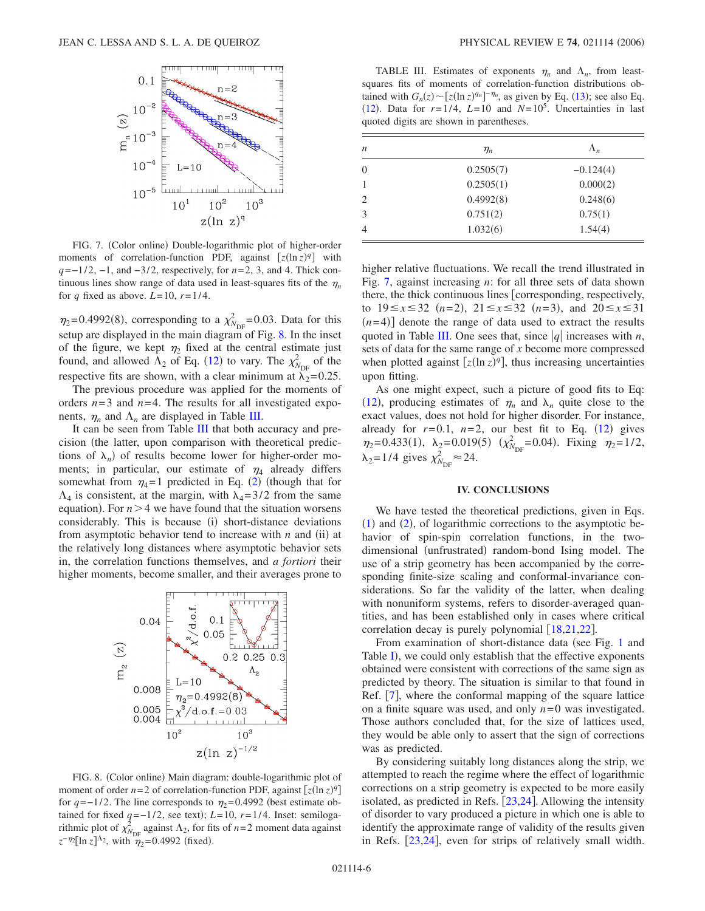FIG. 7. (Color online) Double-logarithmic plot of higher-order moments of correlation-function PDF, against $[z(\ln z)^q]$ with $q=-1/2$, $-1$, and $-3/2$, respectively, for $n=2$, 3, and 4. Thick continuous lines show range of data used in least-squares fits of the $\eta_n$ for $q$ fixed as above. $L=10$, $r=1/4$.

$\eta_2=0.4992(8)$, corresponding to a $\chi^2_{N_{\rm DF}}=0.03$. Data for this setup are displayed in the main diagram of Fig. 8. In the inset of the figure, we kept $\eta_2$ fixed at the central estimate just found, and allowed $\Lambda_2$ of Eq. (12) to vary. The $\chi^2_{N_{\rm DF}}$ of the respective fits are shown, with a clear minimum at $\lambda_2=0.25$.

The previous procedure was applied for the moments of orders $n=3$ and $n=4$. The results for all investigated exponents, $\eta_n$ and $\Lambda_n$ are displayed in Table III.

It can be seen from Table III that both accuracy and precision (the latter, upon comparison with theoretical predictions of $\lambda_n$) of results become lower for higher-order moments; in particular, our estimate of $\eta_4$ already differs somewhat from $\eta_4=1$ predicted in Eq. (2) (though that for $\Lambda_4$ is consistent, at the same precision, with $\lambda_4=3/2$ from the same equation). For $n>4$ we have found that the situation worsens considerably. This is because (i) short-distance deviations from asymptotic behavior tend to increase with $n$ and (ii) at the relatively long distances where asymptotic behavior sets in, the correlation functions themselves, and *a fortiori* their higher moments, become smaller, and their averages prone to higher relative fluctuations. We recall the trend illustrated in Fig. 7, against increasing $n$: for all three sets of data shown there, the thick continuous lines [corresponding, respectively, to $19\leq x\leq 32$ ($n=2$), $21\leq x\leq 32$ ($n=3$), and $20\leq x\leq 31$ ($n=4$)] denote the range of data used to extract the results quoted in Table III. One sees that, since $|q|$ increases with $n$, sets of data for the same range of $x$ become more compressed when plotted against $[z(\ln z)^q]$, thus increasing uncertainties upon fitting.

FIG. 8. (Color online) Main diagram: double-logarithmic plot of moment of order $n=2$ of correlation-function PDF, against $[z(\ln z)^q]$ for $q=-1/2$. The line corresponds to $\eta_2=0.4992$ (best estimate obtained for fixed $q=-1/2$, see text); $L=10$, $r=1/4$. Inset: semilogarithmic plot of $\chi^2_{N_{\rm DF}}$ against $\Lambda_2$, for fits of $n=2$ moment data against $z^{-\eta_2}[\ln z]^{\Lambda_2}$, with $\eta_2=0.4992$ (fixed).

TABLE III. Estimates of exponents $\eta_n$ and $\Lambda_n$, from least-squares fits of moments of correlation-function distributions obtained with $G_n(z)\sim[z(\ln z)^{q_n}]^{-\eta_n}$, as given by Eq. (13); see also Eq. (12). Data for $r=1/4$, $L=10$ and $N=10^5$. Uncertainties in last quoted digits are shown in parentheses.

| $n$ | $\eta_n$ | $\Lambda_n$ |
|---|---|---|
| 0 | 0.2505(7) | −0.124(4) |
| 1 | 0.2505(1) | 0.000(2) |
| 2 | 0.4992(8) | 0.248(6) |
| 3 | 0.751(2) | 0.75(1) |
| 4 | 1.032(6) | 1.54(4) |

As one might expect, such a picture of good fits to Eq: (12), producing estimates of $\eta_n$ and $\lambda_n$ quite close to the exact values, does not hold for higher disorder. For instance, already for $r=0.1$, $n=2$, our best fit to Eq. (12) gives $\eta_2=0.433(1)$, $\lambda_2=0.019(5)$ ($\chi^2_{N_{\rm DF}}=0.04$). Fixing $\eta_2=1/2$, $\lambda_2=1/4$ gives $\chi^2_{N_{\rm DF}}\approx 24$.

## IV. CONCLUSIONS

We have tested the theoretical predictions, given in Eqs. (1) and (2), of logarithmic corrections to the asymptotic behavior of spin-spin correlation functions, in the two-dimensional (unfrustrated) random-bond Ising model. The use of a strip geometry has been accompanied by the corresponding finite-size scaling and conformal-invariance considerations. So far the validity of the latter, when dealing with nonuniform systems, refers to disorder-averaged quantities, and has been established only in cases where critical correlation decay is purely polynomial [18,21,22].

From examination of short-distance data (see Fig. 1 and Table I), we could only establish that the effective exponents obtained were consistent with corrections of the same sign as predicted by theory. The situation is similar to that found in Ref. [7], where the conformal mapping of the square lattice on a finite square was used, and only $n=0$ was investigated. Those authors concluded that, for the size of lattices used, they would be able only to assert that the sign of corrections was as predicted.

By considering suitably long distances along the strip, we attempted to reach the regime where the effect of logarithmic corrections on a strip geometry is expected to be more easily isolated, as predicted in Refs. [23,24]. Allowing the intensity of disorder to vary produced a picture in which one is able to identify the approximate range of validity of the results given in Refs. [23,24], even for strips of relatively small width.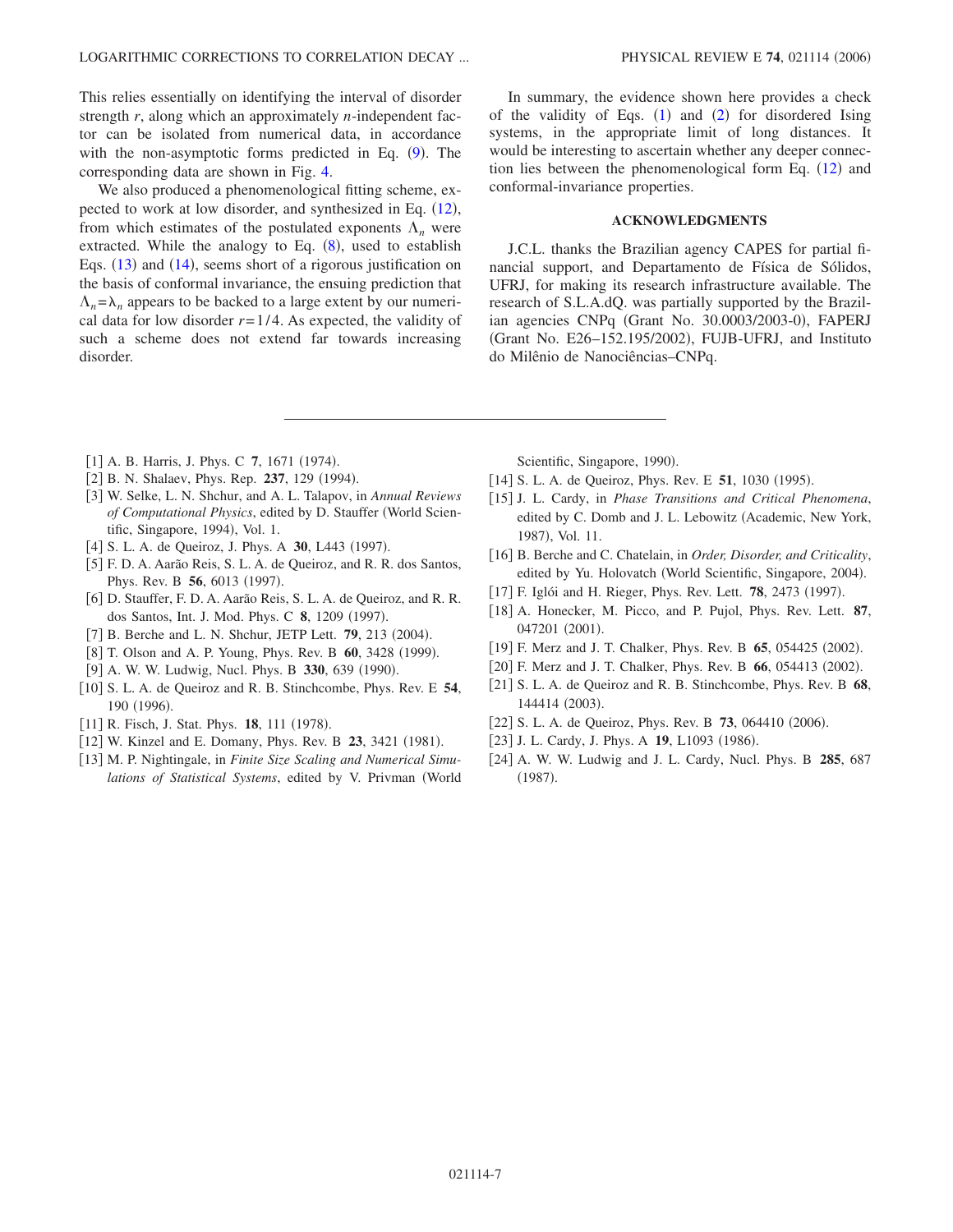This relies essentially on identifying the interval of disorder strength $r$, along which an approximately $n$-independent factor can be isolated from numerical data, in accordance with the non-asymptotic forms predicted in Eq. (9). The corresponding data are shown in Fig. 4.

We also produced a phenomenological fitting scheme, expected to work at low disorder, and synthesized in Eq. (12), from which estimates of the postulated exponents $\Lambda_n$ were extracted. While the analogy to Eq. (8), used to establish Eqs. (13) and (14), seems short of a rigorous justification on the basis of conformal invariance, the ensuing prediction that $\Lambda_n = \lambda_n$ appears to be backed to a large extent by our numerical data for low disorder $r=1/4$. As expected, the validity of such a scheme does not extend far towards increasing disorder.

In summary, the evidence shown here provides a check of the validity of Eqs. (1) and (2) for disordered Ising systems, in the appropriate limit of long distances. It would be interesting to ascertain whether any deeper connection lies between the phenomenological form Eq. (12) and conformal-invariance properties.

## ACKNOWLEDGMENTS

J.C.L. thanks the Brazilian agency CAPES for partial financial support, and Departamento de Física de Sólidos, UFRJ, for making its research infrastructure available. The research of S.L.A.dQ. was partially supported by the Brazilian agencies CNPq (Grant No. 30.0003/2003-0), FAPERJ (Grant No. E26–152.195/2002), FUJB-UFRJ, and Instituto do Milênio de Nanociências–CNPq.

---

[1] A. B. Harris, J. Phys. C **7**, 1671 (1974).

[2] B. N. Shalaev, Phys. Rep. **237**, 129 (1994).

[3] W. Selke, L. N. Shchur, and A. L. Talapov, in *Annual Reviews of Computational Physics*, edited by D. Stauffer (World Scientific, Singapore, 1994), Vol. 1.

[4] S. L. A. de Queiroz, J. Phys. A **30**, L443 (1997).

[5] F. D. A. Aarão Reis, S. L. A. de Queiroz, and R. R. dos Santos, Phys. Rev. B **56**, 6013 (1997).

[6] D. Stauffer, F. D. A. Aarão Reis, S. L. A. de Queiroz, and R. R. dos Santos, Int. J. Mod. Phys. C **8**, 1209 (1997).

[7] B. Berche and L. N. Shchur, JETP Lett. **79**, 213 (2004).

[8] T. Olson and A. P. Young, Phys. Rev. B **60**, 3428 (1999).

[9] A. W. W. Ludwig, Nucl. Phys. B **330**, 639 (1990).

[10] S. L. A. de Queiroz and R. B. Stinchcombe, Phys. Rev. E **54**, 190 (1996).

[11] R. Fisch, J. Stat. Phys. **18**, 111 (1978).

[12] W. Kinzel and E. Domany, Phys. Rev. B **23**, 3421 (1981).

[13] M. P. Nightingale, in *Finite Size Scaling and Numerical Simulations of Statistical Systems*, edited by V. Privman (World Scientific, Singapore, 1990).

[14] S. L. A. de Queiroz, Phys. Rev. E **51**, 1030 (1995).

[15] J. L. Cardy, in *Phase Transitions and Critical Phenomena*, edited by C. Domb and J. L. Lebowitz (Academic, New York, 1987), Vol. 11.

[16] B. Berche and C. Chatelain, in *Order, Disorder, and Criticality*, edited by Yu. Holovatch (World Scientific, Singapore, 2004).

[17] F. Iglói and H. Rieger, Phys. Rev. Lett. **78**, 2473 (1997).

[18] A. Honecker, M. Picco, and P. Pujol, Phys. Rev. Lett. **87**, 047201 (2001).

[19] F. Merz and J. T. Chalker, Phys. Rev. B **65**, 054425 (2002).

[20] F. Merz and J. T. Chalker, Phys. Rev. B **66**, 054413 (2002).

[21] S. L. A. de Queiroz and R. B. Stinchcombe, Phys. Rev. B **68**, 144414 (2003).

[22] S. L. A. de Queiroz, Phys. Rev. B **73**, 064410 (2006).

[23] J. L. Cardy, J. Phys. A **19**, L1093 (1986).

[24] A. W. W. Ludwig and J. L. Cardy, Nucl. Phys. B **285**, 687 (1987).